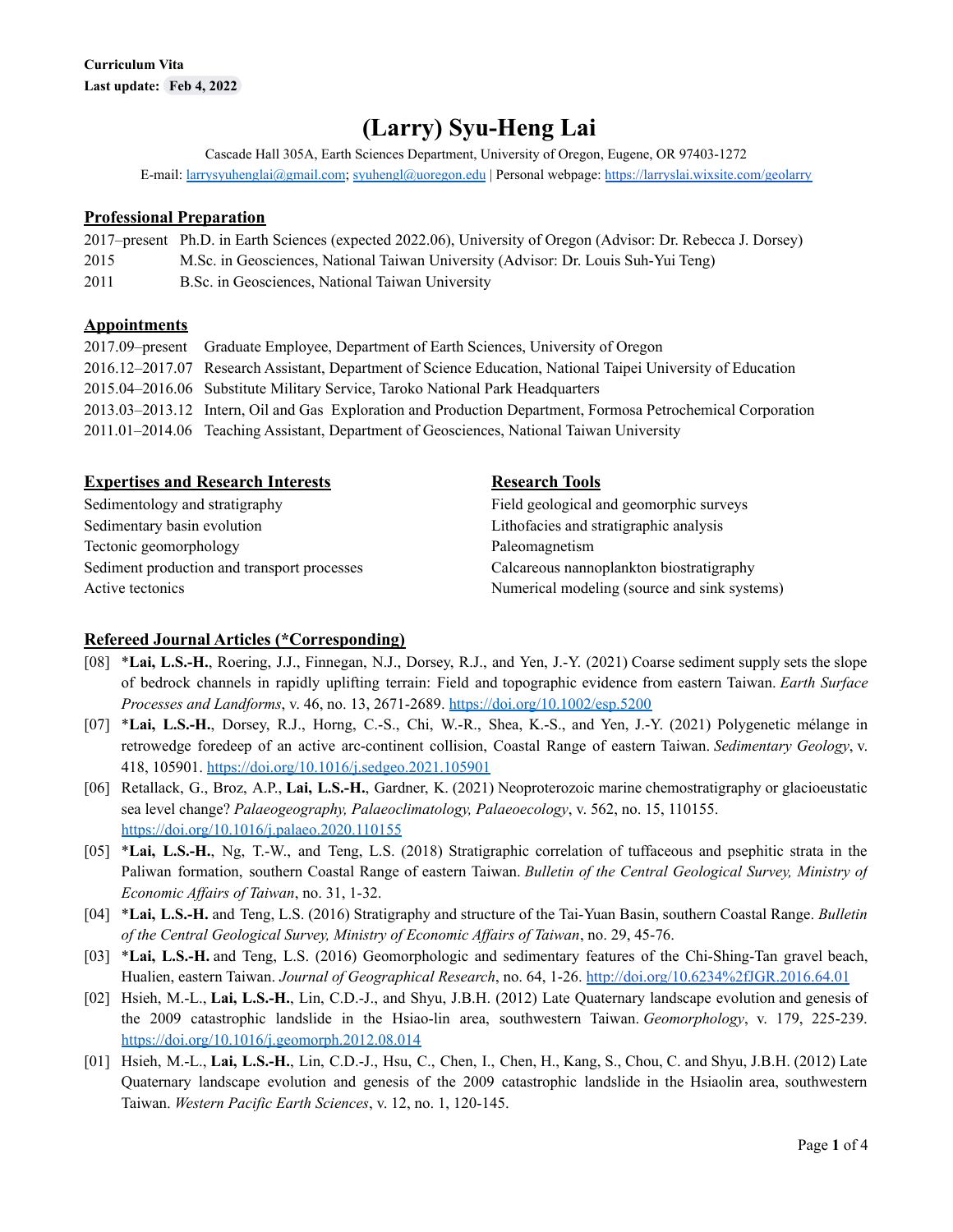**Curriculum Vita**
**Last update: Feb 4, 2022**

# (Larry) Syu-Heng Lai

Cascade Hall 305A, Earth Sciences Department, University of Oregon, Eugene, OR 97403-1272
E-mail: larrysyuhenglai@gmail.com; syuhengl@uoregon.edu | Personal webpage: https://larryslai.wixsite.com/geolarry

## Professional Preparation

2017–present Ph.D. in Earth Sciences (expected 2022.06), University of Oregon (Advisor: Dr. Rebecca J. Dorsey)
2015 M.Sc. in Geosciences, National Taiwan University (Advisor: Dr. Louis Suh-Yui Teng)
2011 B.Sc. in Geosciences, National Taiwan University

## Appointments

2017.09–present Graduate Employee, Department of Earth Sciences, University of Oregon
2016.12–2017.07 Research Assistant, Department of Science Education, National Taipei University of Education
2015.04–2016.06 Substitute Military Service, Taroko National Park Headquarters
2013.03–2013.12 Intern, Oil and Gas Exploration and Production Department, Formosa Petrochemical Corporation
2011.01–2014.06 Teaching Assistant, Department of Geosciences, National Taiwan University

## Expertises and Research Interests

Sedimentology and stratigraphy
Sedimentary basin evolution
Tectonic geomorphology
Sediment production and transport processes
Active tectonics

## Research Tools

Field geological and geomorphic surveys
Lithofacies and stratigraphic analysis
Paleomagnetism
Calcareous nannoplankton biostratigraphy
Numerical modeling (source and sink systems)

## Refereed Journal Articles (*Corresponding)

[08] ***Lai, L.S.-H.**, Roering, J.J., Finnegan, N.J., Dorsey, R.J., and Yen, J.-Y. (2021) Coarse sediment supply sets the slope of bedrock channels in rapidly uplifting terrain: Field and topographic evidence from eastern Taiwan. *Earth Surface Processes and Landforms*, v. 46, no. 13, 2671-2689. https://doi.org/10.1002/esp.5200

[07] ***Lai, L.S.-H.**, Dorsey, R.J., Horng, C.-S., Chi, W.-R., Shea, K.-S., and Yen, J.-Y. (2021) Polygenetic mélange in retrowedge foredeep of an active arc-continent collision, Coastal Range of eastern Taiwan. *Sedimentary Geology*, v. 418, 105901. https://doi.org/10.1016/j.sedgeo.2021.105901

[06] Retallack, G., Broz, A.P., **Lai, L.S.-H.**, Gardner, K. (2021) Neoproterozoic marine chemostratigraphy or glacioeustatic sea level change? *Palaeogeography, Palaeoclimatology, Palaeoecology*, v. 562, no. 15, 110155. https://doi.org/10.1016/j.palaeo.2020.110155

[05] ***Lai, L.S.-H.**, Ng, T.-W., and Teng, L.S. (2018) Stratigraphic correlation of tuffaceous and psephitic strata in the Paliwan formation, southern Coastal Range of eastern Taiwan. *Bulletin of the Central Geological Survey, Ministry of Economic Affairs of Taiwan*, no. 31, 1-32.

[04] ***Lai, L.S.-H.** and Teng, L.S. (2016) Stratigraphy and structure of the Tai-Yuan Basin, southern Coastal Range. *Bulletin of the Central Geological Survey, Ministry of Economic Affairs of Taiwan*, no. 29, 45-76.

[03] ***Lai, L.S.-H.** and Teng, L.S. (2016) Geomorphologic and sedimentary features of the Chi-Shing-Tan gravel beach, Hualien, eastern Taiwan. *Journal of Geographical Research*, no. 64, 1-26. http://doi.org/10.6234%2fJGR.2016.64.01

[02] Hsieh, M.-L., **Lai, L.S.-H.**, Lin, C.D.-J., and Shyu, J.B.H. (2012) Late Quaternary landscape evolution and genesis of the 2009 catastrophic landslide in the Hsiao-lin area, southwestern Taiwan. *Geomorphology*, v. 179, 225-239. https://doi.org/10.1016/j.geomorph.2012.08.014

[01] Hsieh, M.-L., **Lai, L.S.-H.**, Lin, C.D.-J., Hsu, C., Chen, I., Chen, H., Kang, S., Chou, C. and Shyu, J.B.H. (2012) Late Quaternary landscape evolution and genesis of the 2009 catastrophic landslide in the Hsiaolin area, southwestern Taiwan. *Western Pacific Earth Sciences*, v. 12, no. 1, 120-145.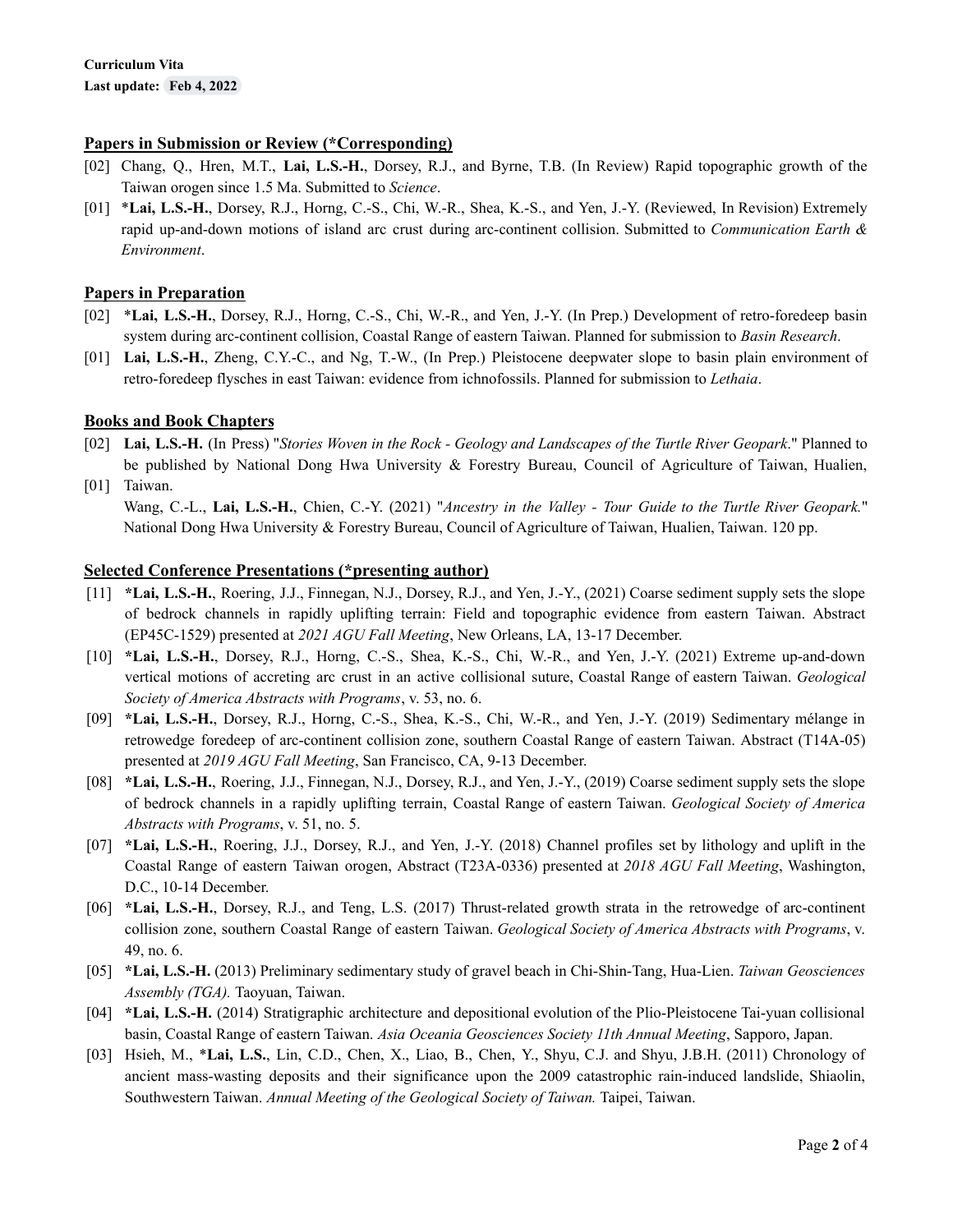**Curriculum Vita**
**Last update: Feb 4, 2022**

## Papers in Submission or Review (*Corresponding)

[02] Chang, Q., Hren, M.T., **Lai, L.S.-H.**, Dorsey, R.J., and Byrne, T.B. (In Review) Rapid topographic growth of the Taiwan orogen since 1.5 Ma. Submitted to *Science*.

[01] ***Lai, L.S.-H.**, Dorsey, R.J., Horng, C.-S., Chi, W.-R., Shea, K.-S., and Yen, J.-Y. (Reviewed, In Revision) Extremely rapid up-and-down motions of island arc crust during arc-continent collision. Submitted to *Communication Earth & Environment*.

## Papers in Preparation

[02] ***Lai, L.S.-H.**, Dorsey, R.J., Horng, C.-S., Chi, W.-R., and Yen, J.-Y. (In Prep.) Development of retro-foredeep basin system during arc-continent collision, Coastal Range of eastern Taiwan. Planned for submission to *Basin Research*.

[01] **Lai, L.S.-H.**, Zheng, C.Y.-C., and Ng, T.-W., (In Prep.) Pleistocene deepwater slope to basin plain environment of retro-foredeep flysches in east Taiwan: evidence from ichnofossils. Planned for submission to *Lethaia*.

## Books and Book Chapters

[02] **Lai, L.S.-H.** (In Press) "*Stories Woven in the Rock - Geology and Landscapes of the Turtle River Geopark*." Planned to be published by National Dong Hwa University & Forestry Bureau, Council of Agriculture of Taiwan, Hualien, Taiwan.

[01] Wang, C.-L., **Lai, L.S.-H.**, Chien, C.-Y. (2021) "*Ancestry in the Valley - Tour Guide to the Turtle River Geopark.*" National Dong Hwa University & Forestry Bureau, Council of Agriculture of Taiwan, Hualien, Taiwan. 120 pp.

## Selected Conference Presentations (*presenting author)

[11] ***Lai, L.S.-H.**, Roering, J.J., Finnegan, N.J., Dorsey, R.J., and Yen, J.-Y., (2021) Coarse sediment supply sets the slope of bedrock channels in rapidly uplifting terrain: Field and topographic evidence from eastern Taiwan. Abstract (EP45C-1529) presented at *2021 AGU Fall Meeting*, New Orleans, LA, 13-17 December.

[10] ***Lai, L.S.-H.**, Dorsey, R.J., Horng, C.-S., Shea, K.-S., Chi, W.-R., and Yen, J.-Y. (2021) Extreme up-and-down vertical motions of accreting arc crust in an active collisional suture, Coastal Range of eastern Taiwan. *Geological Society of America Abstracts with Programs*, v. 53, no. 6.

[09] ***Lai, L.S.-H.**, Dorsey, R.J., Horng, C.-S., Shea, K.-S., Chi, W.-R., and Yen, J.-Y. (2019) Sedimentary mélange in retrowedge foredeep of arc-continent collision zone, southern Coastal Range of eastern Taiwan. Abstract (T14A-05) presented at *2019 AGU Fall Meeting*, San Francisco, CA, 9-13 December.

[08] ***Lai, L.S.-H.**, Roering, J.J., Finnegan, N.J., Dorsey, R.J., and Yen, J.-Y., (2019) Coarse sediment supply sets the slope of bedrock channels in a rapidly uplifting terrain, Coastal Range of eastern Taiwan. *Geological Society of America Abstracts with Programs*, v. 51, no. 5.

[07] ***Lai, L.S.-H.**, Roering, J.J., Dorsey, R.J., and Yen, J.-Y. (2018) Channel profiles set by lithology and uplift in the Coastal Range of eastern Taiwan orogen, Abstract (T23A-0336) presented at *2018 AGU Fall Meeting*, Washington, D.C., 10-14 December.

[06] ***Lai, L.S.-H.**, Dorsey, R.J., and Teng, L.S. (2017) Thrust-related growth strata in the retrowedge of arc-continent collision zone, southern Coastal Range of eastern Taiwan. *Geological Society of America Abstracts with Programs*, v. 49, no. 6.

[05] ***Lai, L.S.-H.** (2013) Preliminary sedimentary study of gravel beach in Chi-Shin-Tang, Hua-Lien. *Taiwan Geosciences Assembly (TGA).* Taoyuan, Taiwan.

[04] ***Lai, L.S.-H.** (2014) Stratigraphic architecture and depositional evolution of the Plio-Pleistocene Tai-yuan collisional basin, Coastal Range of eastern Taiwan. *Asia Oceania Geosciences Society 11th Annual Meeting*, Sapporo, Japan.

[03] Hsieh, M., ***Lai, L.S.**, Lin, C.D., Chen, X., Liao, B., Chen, Y., Shyu, C.J. and Shyu, J.B.H. (2011) Chronology of ancient mass-wasting deposits and their significance upon the 2009 catastrophic rain-induced landslide, Shiaolin, Southwestern Taiwan. *Annual Meeting of the Geological Society of Taiwan.* Taipei, Taiwan.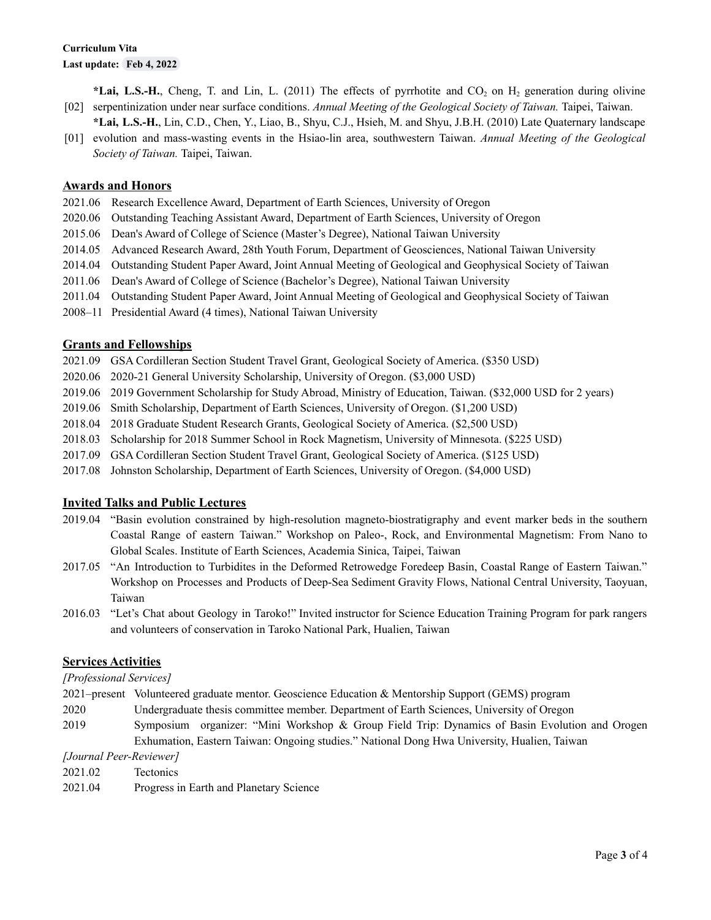**Curriculum Vita**
**Last update: Feb 4, 2022**

[02] **\*Lai, L.S.-H.**, Cheng, T. and Lin, L. (2011) The effects of pyrrhotite and $CO_2$ on $H_2$ generation during olivine serpentinization under near surface conditions. *Annual Meeting of the Geological Society of Taiwan.* Taipei, Taiwan.

[01] **\*Lai, L.S.-H.**, Lin, C.D., Chen, Y., Liao, B., Shyu, C.J., Hsieh, M. and Shyu, J.B.H. (2010) Late Quaternary landscape evolution and mass-wasting events in the Hsiao-lin area, southwestern Taiwan. *Annual Meeting of the Geological Society of Taiwan.* Taipei, Taiwan.

## Awards and Honors

- 2021.06 Research Excellence Award, Department of Earth Sciences, University of Oregon
- 2020.06 Outstanding Teaching Assistant Award, Department of Earth Sciences, University of Oregon
- 2015.06 Dean's Award of College of Science (Master's Degree), National Taiwan University
- 2014.05 Advanced Research Award, 28th Youth Forum, Department of Geosciences, National Taiwan University
- 2014.04 Outstanding Student Paper Award, Joint Annual Meeting of Geological and Geophysical Society of Taiwan
- 2011.06 Dean's Award of College of Science (Bachelor's Degree), National Taiwan University
- 2011.04 Outstanding Student Paper Award, Joint Annual Meeting of Geological and Geophysical Society of Taiwan
- 2008–11 Presidential Award (4 times), National Taiwan University

## Grants and Fellowships

- 2021.09 GSA Cordilleran Section Student Travel Grant, Geological Society of America. ($350 USD)
- 2020.06 2020-21 General University Scholarship, University of Oregon. ($3,000 USD)
- 2019.06 2019 Government Scholarship for Study Abroad, Ministry of Education, Taiwan. ($32,000 USD for 2 years)
- 2019.06 Smith Scholarship, Department of Earth Sciences, University of Oregon. ($1,200 USD)
- 2018.04 2018 Graduate Student Research Grants, Geological Society of America. ($2,500 USD)
- 2018.03 Scholarship for 2018 Summer School in Rock Magnetism, University of Minnesota. ($225 USD)
- 2017.09 GSA Cordilleran Section Student Travel Grant, Geological Society of America. ($125 USD)
- 2017.08 Johnston Scholarship, Department of Earth Sciences, University of Oregon. ($4,000 USD)

## Invited Talks and Public Lectures

- 2019.04 "Basin evolution constrained by high-resolution magneto-biostratigraphy and event marker beds in the southern Coastal Range of eastern Taiwan." Workshop on Paleo-, Rock, and Environmental Magnetism: From Nano to Global Scales. Institute of Earth Sciences, Academia Sinica, Taipei, Taiwan
- 2017.05 "An Introduction to Turbidites in the Deformed Retrowedge Foredeep Basin, Coastal Range of Eastern Taiwan." Workshop on Processes and Products of Deep-Sea Sediment Gravity Flows, National Central University, Taoyuan, Taiwan
- 2016.03 "Let's Chat about Geology in Taroko!" Invited instructor for Science Education Training Program for park rangers and volunteers of conservation in Taroko National Park, Hualien, Taiwan

## Services Activities

*[Professional Services]*

- 2021–present Volunteered graduate mentor. Geoscience Education & Mentorship Support (GEMS) program
- 2020 Undergraduate thesis committee member. Department of Earth Sciences, University of Oregon
- 2019 Symposium organizer: "Mini Workshop & Group Field Trip: Dynamics of Basin Evolution and Orogen Exhumation, Eastern Taiwan: Ongoing studies." National Dong Hwa University, Hualien, Taiwan

*[Journal Peer-Reviewer]*

- 2021.02 Tectonics
- 2021.04 Progress in Earth and Planetary Science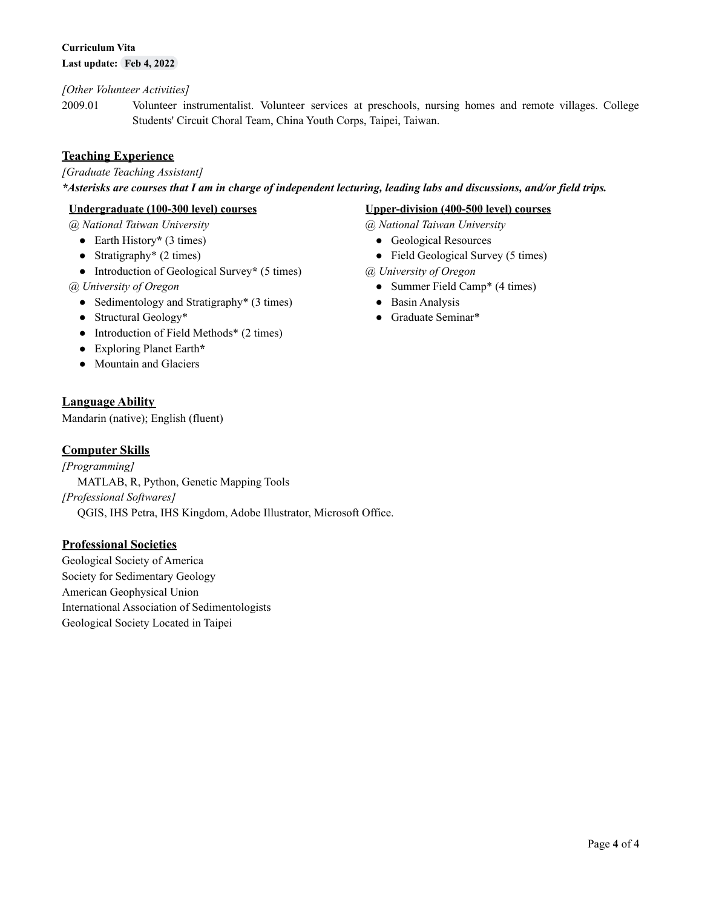**Curriculum Vita**
**Last update: Feb 4, 2022**

*[Other Volunteer Activities]*

2009.01 Volunteer instrumentalist. Volunteer services at preschools, nursing homes and remote villages. College Students' Circuit Choral Team, China Youth Corps, Taipei, Taiwan.

## Teaching Experience

*[Graduate Teaching Assistant]*

***Asterisks are courses that I am in charge of independent lecturing, leading labs and discussions, and/or field trips.***

**Undergraduate (100-300 level) courses**

*@ National Taiwan University*

- Earth History* (3 times)
- Stratigraphy* (2 times)
- Introduction of Geological Survey* (5 times)

*@ University of Oregon*

- Sedimentology and Stratigraphy* (3 times)
- Structural Geology*
- Introduction of Field Methods* (2 times)
- Exploring Planet Earth*
- Mountain and Glaciers

**Upper-division (400-500 level) courses**

*@ National Taiwan University*

- Geological Resources
- Field Geological Survey (5 times)

*@ University of Oregon*

- Summer Field Camp* (4 times)
- Basin Analysis
- Graduate Seminar*

## Language Ability

Mandarin (native); English (fluent)

## Computer Skills

*[Programming]*

MATLAB, R, Python, Genetic Mapping Tools

*[Professional Softwares]*

QGIS, IHS Petra, IHS Kingdom, Adobe Illustrator, Microsoft Office.

## Professional Societies

Geological Society of America
Society for Sedimentary Geology
American Geophysical Union
International Association of Sedimentologists
Geological Society Located in Taipei